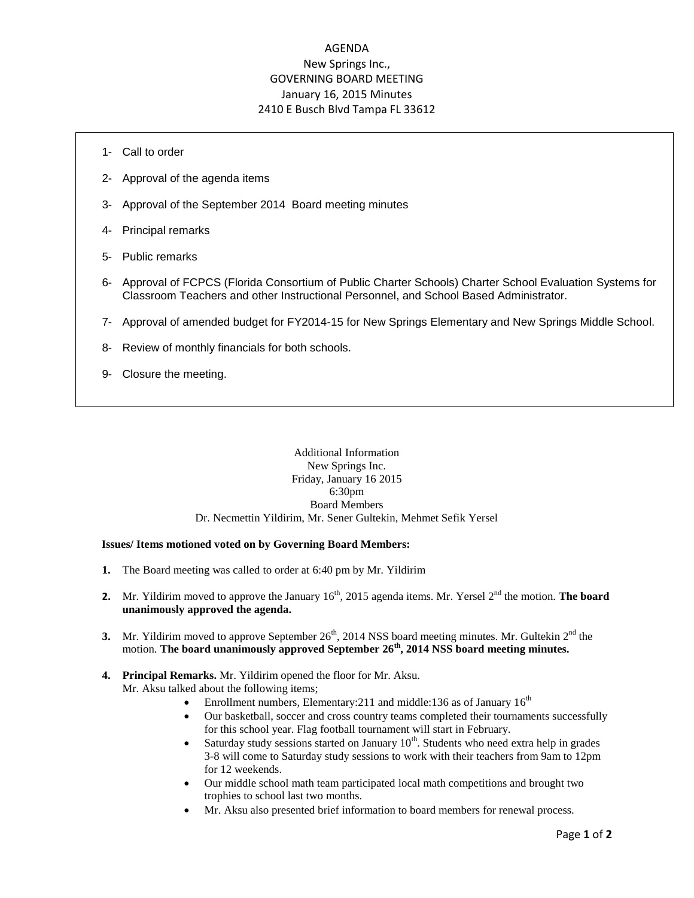# AGENDA

## New Springs Inc.,

## GOVERNING BOARD MEETING

January 16, 2015 Minutes

2410 E Busch Blvd Tampa FL 33612

1- Call to order

2- Approval of the agenda items

3- Approval of the September 2014 Board meeting minutes

4- Principal remarks

5- Public remarks

6- Approval of FCPCS (Florida Consortium of Public Charter Schools) Charter School Evaluation Systems for Classroom Teachers and other Instructional Personnel, and School Based Administrator.

7- Approval of amended budget for FY2014-15 for New Springs Elementary and New Springs Middle School.

8- Review of monthly financials for both schools.

9- Closure the meeting.

Additional Information
New Springs Inc.
Friday, January 16 2015
6:30pm
Board Members
Dr. Necmettin Yildirim, Mr. Sener Gultekin, Mehmet Sefik Yersel

**Issues/ Items motioned voted on by Governing Board Members:**

**1.** The Board meeting was called to order at 6:40 pm by Mr. Yildirim

**2.** Mr. Yildirim moved to approve the January 16th, 2015 agenda items. Mr. Yersel 2nd the motion. **The board unanimously approved the agenda.**

**3.** Mr. Yildirim moved to approve September 26th, 2014 NSS board meeting minutes. Mr. Gultekin 2nd the motion. **The board unanimously approved September 26th, 2014 NSS board meeting minutes.**

**4. Principal Remarks.** Mr. Yildirim opened the floor for Mr. Aksu.
Mr. Aksu talked about the following items;

- Enrollment numbers, Elementary:211 and middle:136 as of January 16th
- Our basketball, soccer and cross country teams completed their tournaments successfully for this school year. Flag football tournament will start in February.
- Saturday study sessions started on January 10th. Students who need extra help in grades 3-8 will come to Saturday study sessions to work with their teachers from 9am to 12pm for 12 weekends.
- Our middle school math team participated local math competitions and brought two trophies to school last two months.
- Mr. Aksu also presented brief information to board members for renewal process.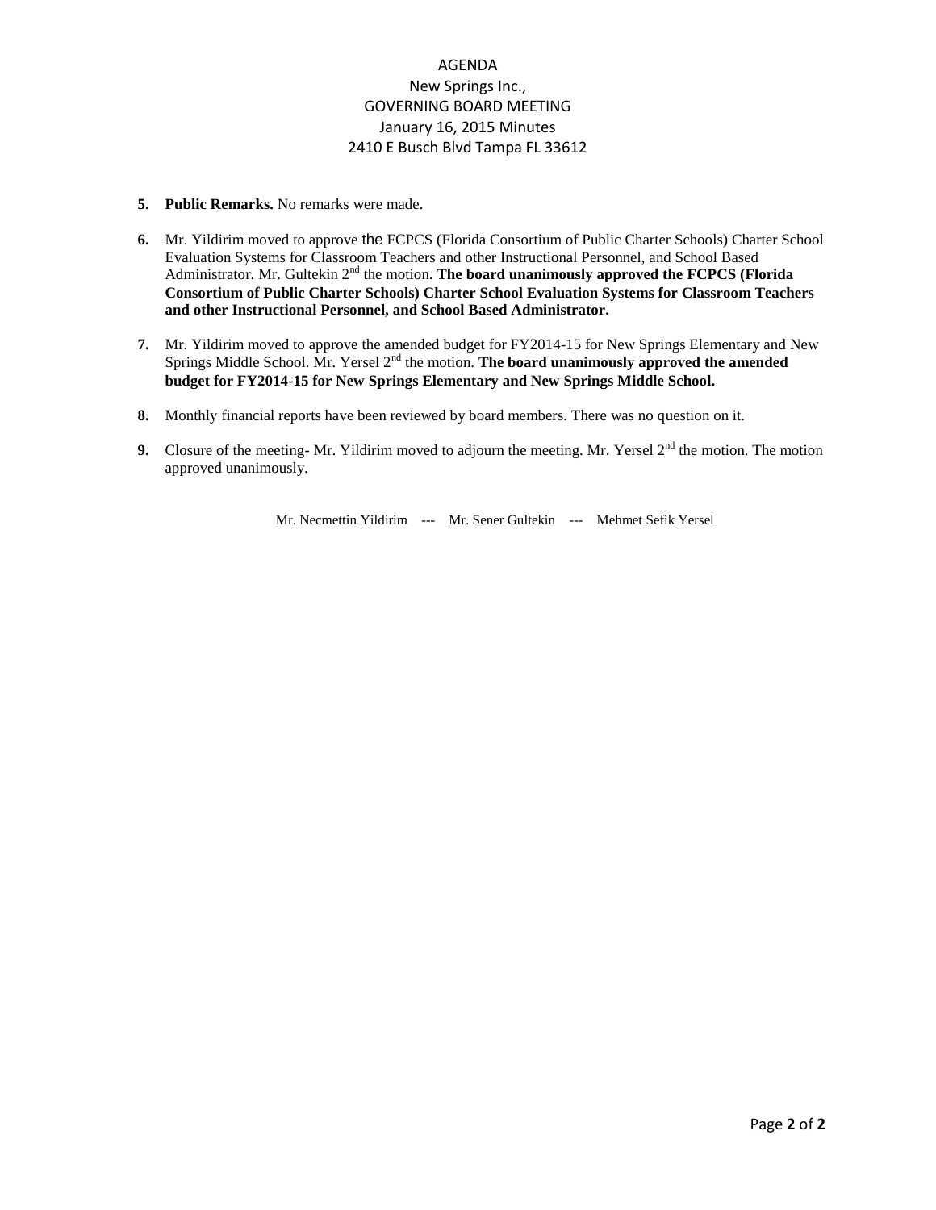AGENDA
New Springs Inc.,
GOVERNING BOARD MEETING
January 16, 2015 Minutes
2410 E Busch Blvd Tampa FL 33612

5. **Public Remarks.** No remarks were made.

6. Mr. Yildirim moved to approve the FCPCS (Florida Consortium of Public Charter Schools) Charter School Evaluation Systems for Classroom Teachers and other Instructional Personnel, and School Based Administrator. Mr. Gultekin 2nd the motion. **The board unanimously approved the FCPCS (Florida Consortium of Public Charter Schools) Charter School Evaluation Systems for Classroom Teachers and other Instructional Personnel, and School Based Administrator.**

7. Mr. Yildirim moved to approve the amended budget for FY2014-15 for New Springs Elementary and New Springs Middle School. Mr. Yersel 2nd the motion. **The board unanimously approved the amended budget for FY2014-15 for New Springs Elementary and New Springs Middle School.**

8. Monthly financial reports have been reviewed by board members. There was no question on it.

9. Closure of the meeting- Mr. Yildirim moved to adjourn the meeting. Mr. Yersel 2nd the motion. The motion approved unanimously.

Mr. Necmettin Yildirim --- Mr. Sener Gultekin --- Mehmet Sefik Yersel